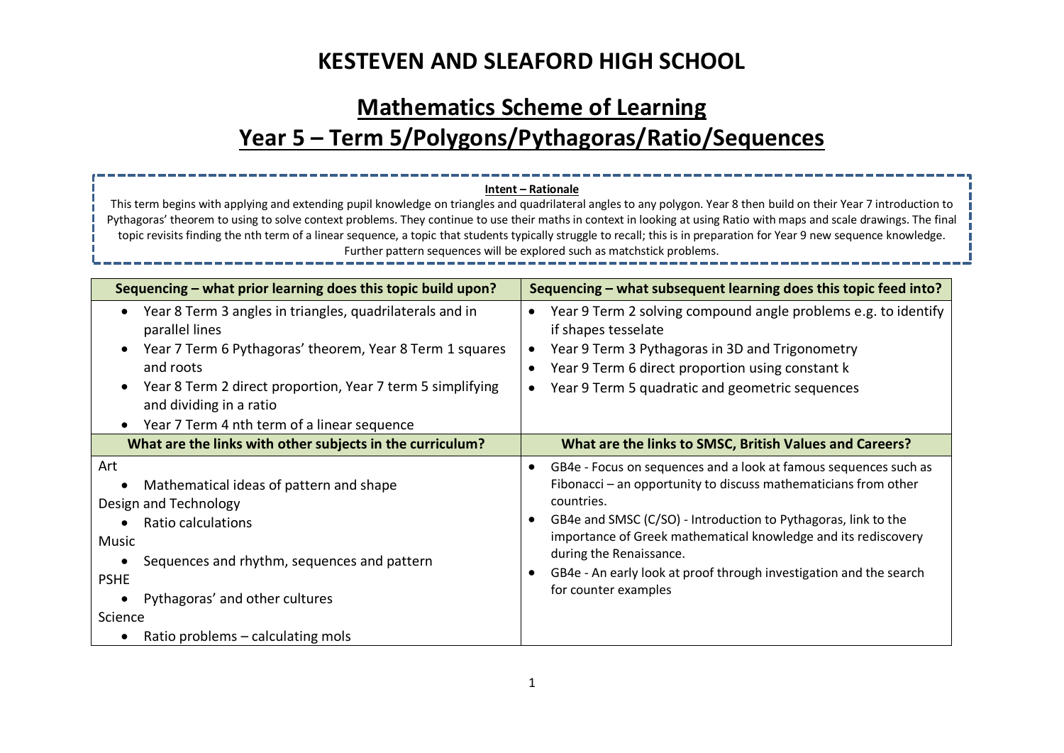# KESTEVEN AND SLEAFORD HIGH SCHOOL

## Mathematics Scheme of Learning

## Year 5 – Term 5/Polygons/Pythagoras/Ratio/Sequences

**Intent – Rationale**

This term begins with applying and extending pupil knowledge on triangles and quadrilateral angles to any polygon. Year 8 then build on their Year 7 introduction to Pythagoras' theorem to using to solve context problems. They continue to use their maths in context in looking at using Ratio with maps and scale drawings. The final topic revisits finding the nth term of a linear sequence, a topic that students typically struggle to recall; this is in preparation for Year 9 new sequence knowledge. Further pattern sequences will be explored such as matchstick problems.

| Sequencing – what prior learning does this topic build upon? | Sequencing – what subsequent learning does this topic feed into? |
|---|---|
| • Year 8 Term 3 angles in triangles, quadrilaterals and in parallel lines<br>• Year 7 Term 6 Pythagoras' theorem, Year 8 Term 1 squares and roots<br>• Year 8 Term 2 direct proportion, Year 7 term 5 simplifying and dividing in a ratio<br>• Year 7 Term 4 nth term of a linear sequence | • Year 9 Term 2 solving compound angle problems e.g. to identify if shapes tesselate<br>• Year 9 Term 3 Pythagoras in 3D and Trigonometry<br>• Year 9 Term 6 direct proportion using constant k<br>• Year 9 Term 5 quadratic and geometric sequences |
| **What are the links with other subjects in the curriculum?** | **What are the links to SMSC, British Values and Careers?** |
| Art<br>• Mathematical ideas of pattern and shape<br>Design and Technology<br>• Ratio calculations<br>Music<br>• Sequences and rhythm, sequences and pattern<br>PSHE<br>• Pythagoras' and other cultures<br>Science<br>• Ratio problems – calculating mols | • GB4e - Focus on sequences and a look at famous sequences such as Fibonacci – an opportunity to discuss mathematicians from other countries.<br>• GB4e and SMSC (C/SO) - Introduction to Pythagoras, link to the importance of Greek mathematical knowledge and its rediscovery during the Renaissance.<br>• GB4e - An early look at proof through investigation and the search for counter examples |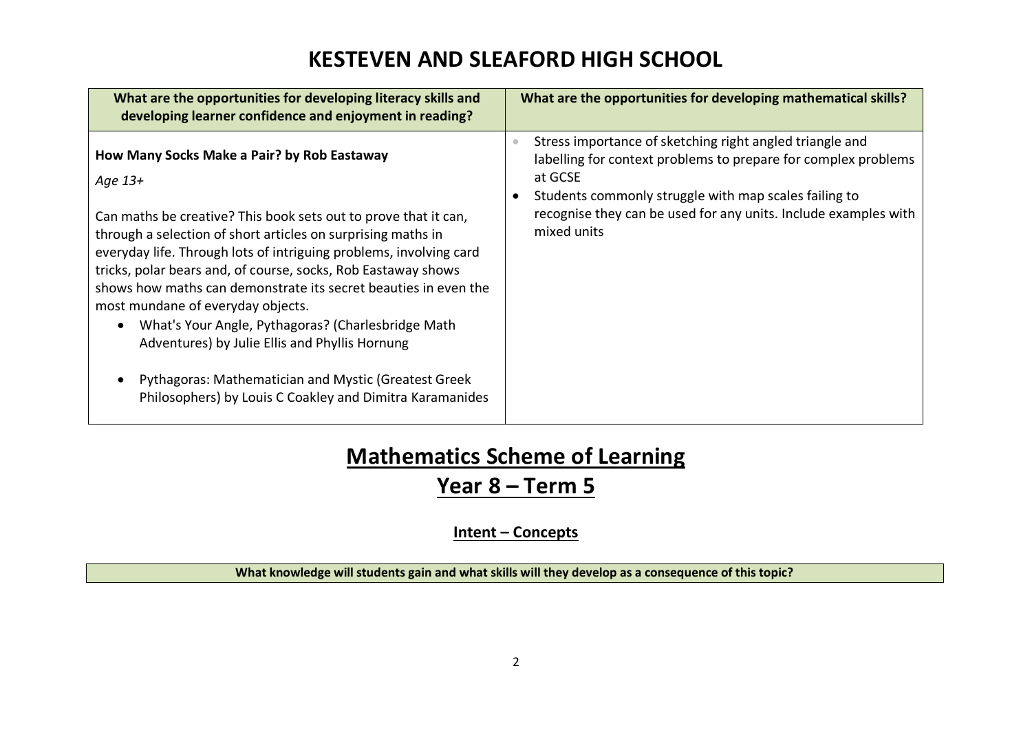# KESTEVEN AND SLEAFORD HIGH SCHOOL

| What are the opportunities for developing literacy skills and developing learner confidence and enjoyment in reading? | What are the opportunities for developing mathematical skills? |
|---|---|
| **How Many Socks Make a Pair? by Rob Eastaway**<br><br>*Age 13+*<br><br>Can maths be creative? This book sets out to prove that it can, through a selection of short articles on surprising maths in everyday life. Through lots of intriguing problems, involving card tricks, polar bears and, of course, socks, Rob Eastaway shows shows how maths can demonstrate its secret beauties in even the most mundane of everyday objects.<br>• What's Your Angle, Pythagoras? (Charlesbridge Math Adventures) by Julie Ellis and Phyllis Hornung<br>• Pythagoras: Mathematician and Mystic (Greatest Greek Philosophers) by Louis C Coakley and Dimitra Karamanides | • Stress importance of sketching right angled triangle and labelling for context problems to prepare for complex problems at GCSE<br>• Students commonly struggle with map scales failing to recognise they can be used for any units. Include examples with mixed units |

# Mathematics Scheme of Learning

## Year 8 – Term 5

### Intent – Concepts

| What knowledge will students gain and what skills will they develop as a consequence of this topic? |
|---|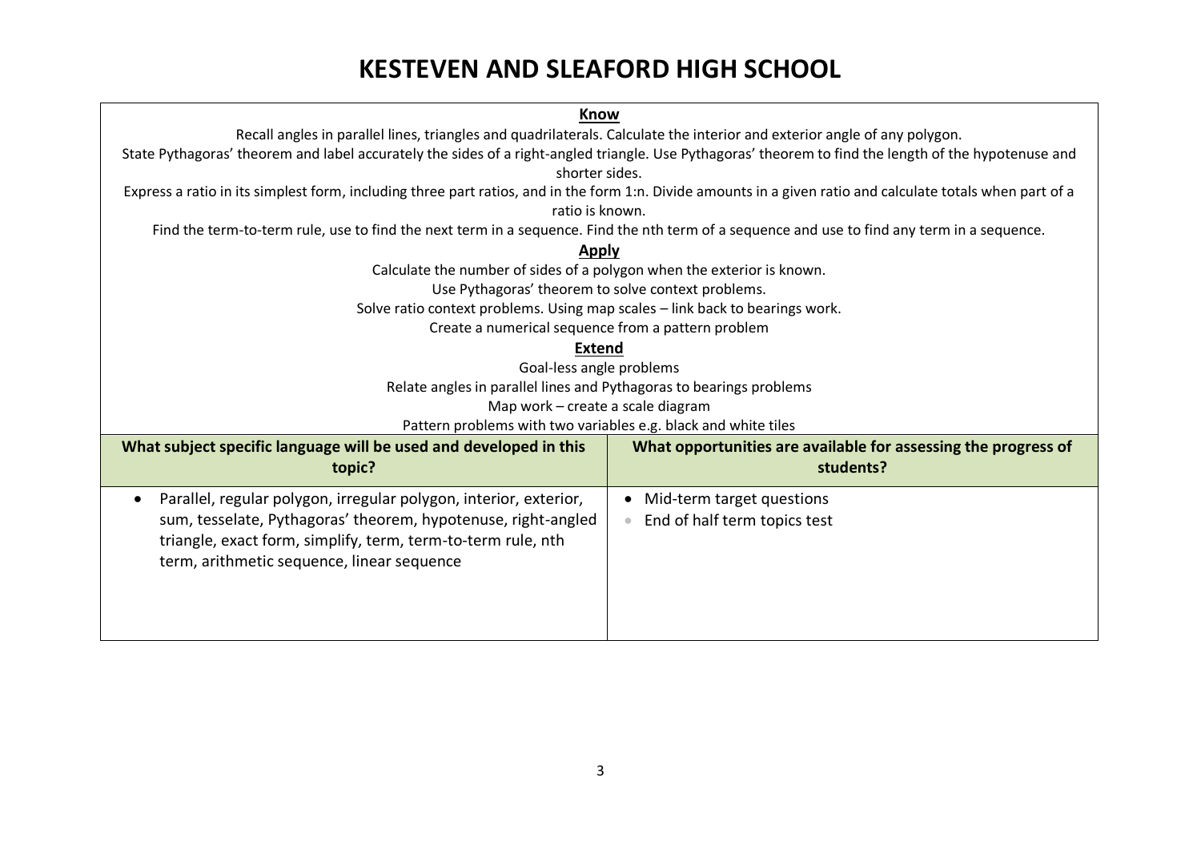# KESTEVEN AND SLEAFORD HIGH SCHOOL

**Know**

Recall angles in parallel lines, triangles and quadrilaterals. Calculate the interior and exterior angle of any polygon.

State Pythagoras' theorem and label accurately the sides of a right-angled triangle. Use Pythagoras' theorem to find the length of the hypotenuse and shorter sides.

Express a ratio in its simplest form, including three part ratios, and in the form 1:n. Divide amounts in a given ratio and calculate totals when part of a ratio is known.

Find the term-to-term rule, use to find the next term in a sequence. Find the nth term of a sequence and use to find any term in a sequence.

**Apply**

Calculate the number of sides of a polygon when the exterior is known.

Use Pythagoras' theorem to solve context problems.

Solve ratio context problems. Using map scales – link back to bearings work.

Create a numerical sequence from a pattern problem

**Extend**

Goal-less angle problems

Relate angles in parallel lines and Pythagoras to bearings problems

Map work – create a scale diagram

Pattern problems with two variables e.g. black and white tiles

| What subject specific language will be used and developed in this topic? | What opportunities are available for assessing the progress of students? |
| --- | --- |
| • Parallel, regular polygon, irregular polygon, interior, exterior, sum, tesselate, Pythagoras' theorem, hypotenuse, right-angled triangle, exact form, simplify, term, term-to-term rule, nth term, arithmetic sequence, linear sequence | • Mid-term target questions<br>• End of half term topics test |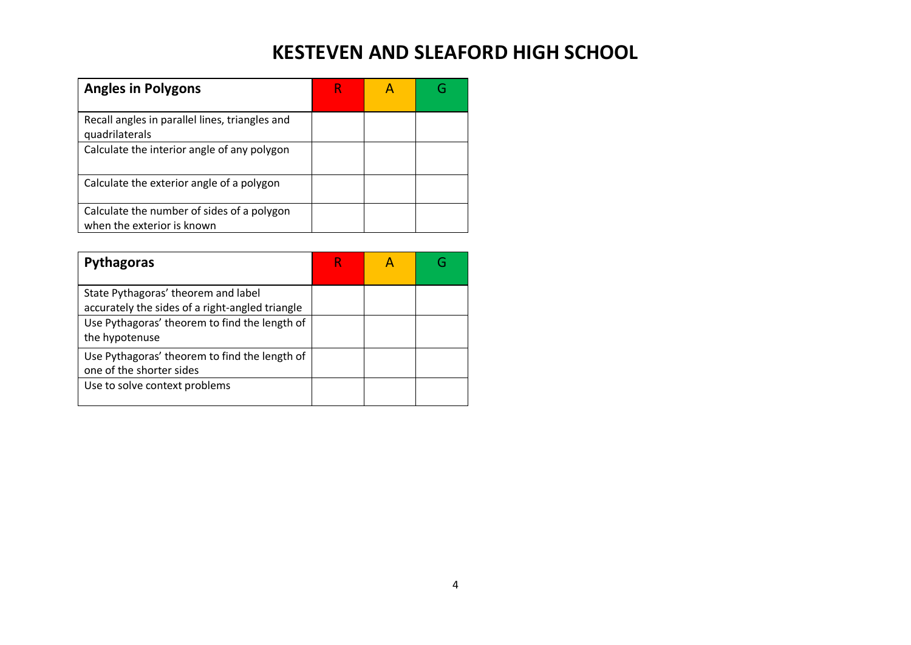# KESTEVEN AND SLEAFORD HIGH SCHOOL

| **Angles in Polygons** | R | A | G |
|---|---|---|---|
| Recall angles in parallel lines, triangles and quadrilaterals | | | |
| Calculate the interior angle of any polygon | | | |
| Calculate the exterior angle of a polygon | | | |
| Calculate the number of sides of a polygon when the exterior is known | | | |

| **Pythagoras** | R | A | G |
|---|---|---|---|
| State Pythagoras' theorem and label accurately the sides of a right-angled triangle | | | |
| Use Pythagoras' theorem to find the length of the hypotenuse | | | |
| Use Pythagoras' theorem to find the length of one of the shorter sides | | | |
| Use to solve context problems | | | |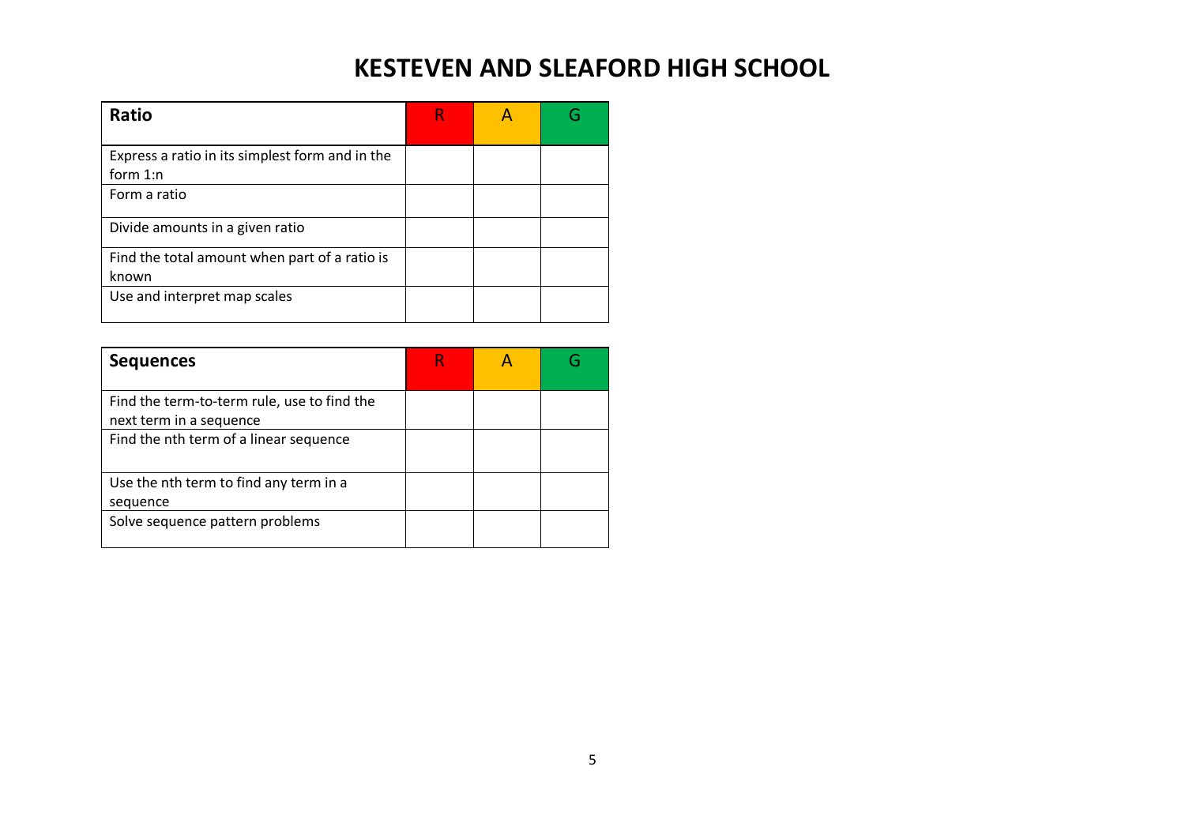# KESTEVEN AND SLEAFORD HIGH SCHOOL

| Ratio | R | A | G |
|---|---|---|---|
| Express a ratio in its simplest form and in the form 1:n | | | |
| Form a ratio | | | |
| Divide amounts in a given ratio | | | |
| Find the total amount when part of a ratio is known | | | |
| Use and interpret map scales | | | |

| Sequences | R | A | G |
|---|---|---|---|
| Find the term-to-term rule, use to find the next term in a sequence | | | |
| Find the nth term of a linear sequence | | | |
| Use the nth term to find any term in a sequence | | | |
| Solve sequence pattern problems | | | |